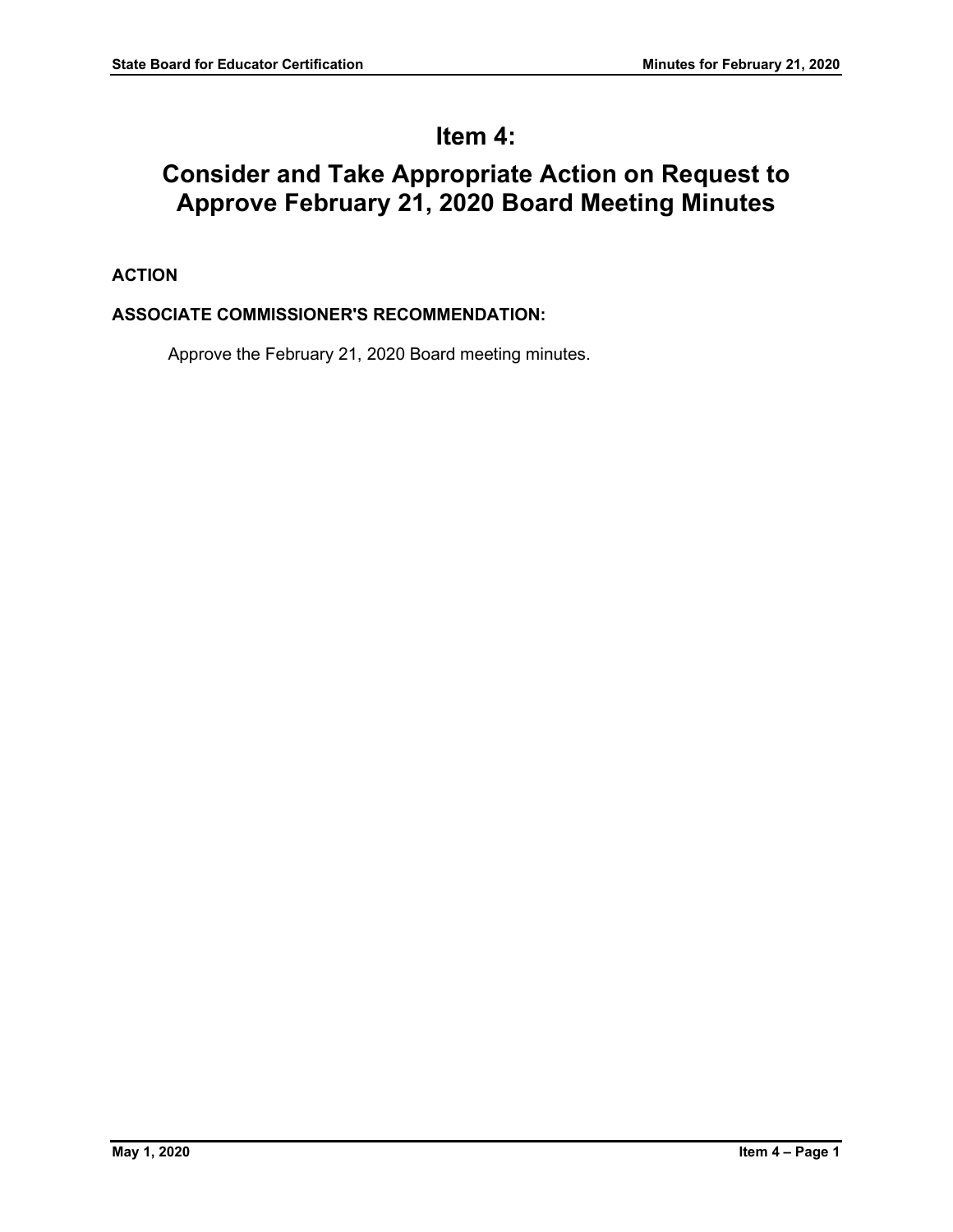# Item 4:

# Consider and Take Appropriate Action on Request to Approve February 21, 2020 Board Meeting Minutes

**ACTION**

**ASSOCIATE COMMISSIONER'S RECOMMENDATION:**

Approve the February 21, 2020 Board meeting minutes.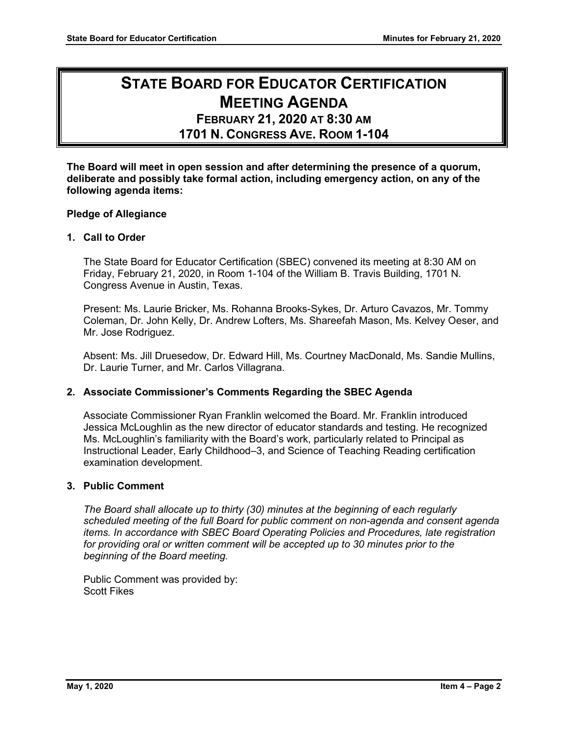# STATE BOARD FOR EDUCATOR CERTIFICATION MEETING AGENDA

## FEBRUARY 21, 2020 AT 8:30 AM
## 1701 N. CONGRESS AVE. ROOM 1-104

**The Board will meet in open session and after determining the presence of a quorum, deliberate and possibly take formal action, including emergency action, on any of the following agenda items:**

**Pledge of Allegiance**

**1. Call to Order**

The State Board for Educator Certification (SBEC) convened its meeting at 8:30 AM on Friday, February 21, 2020, in Room 1-104 of the William B. Travis Building, 1701 N. Congress Avenue in Austin, Texas.

Present: Ms. Laurie Bricker, Ms. Rohanna Brooks-Sykes, Dr. Arturo Cavazos, Mr. Tommy Coleman, Dr. John Kelly, Dr. Andrew Lofters, Ms. Shareefah Mason, Ms. Kelvey Oeser, and Mr. Jose Rodriguez.

Absent: Ms. Jill Druesedow, Dr. Edward Hill, Ms. Courtney MacDonald, Ms. Sandie Mullins, Dr. Laurie Turner, and Mr. Carlos Villagrana.

**2. Associate Commissioner's Comments Regarding the SBEC Agenda**

Associate Commissioner Ryan Franklin welcomed the Board. Mr. Franklin introduced Jessica McLoughlin as the new director of educator standards and testing. He recognized Ms. McLoughlin's familiarity with the Board's work, particularly related to Principal as Instructional Leader, Early Childhood–3, and Science of Teaching Reading certification examination development.

**3. Public Comment**

*The Board shall allocate up to thirty (30) minutes at the beginning of each regularly scheduled meeting of the full Board for public comment on non-agenda and consent agenda items. In accordance with SBEC Board Operating Policies and Procedures, late registration for providing oral or written comment will be accepted up to 30 minutes prior to the beginning of the Board meeting.*

Public Comment was provided by:
Scott Fikes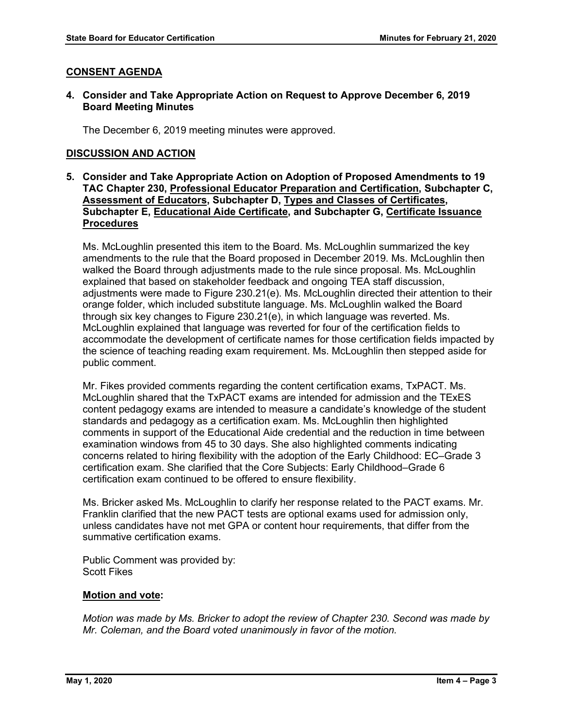## CONSENT AGENDA

### 4. Consider and Take Appropriate Action on Request to Approve December 6, 2019 Board Meeting Minutes

The December 6, 2019 meeting minutes were approved.

## DISCUSSION AND ACTION

### 5. Consider and Take Appropriate Action on Adoption of Proposed Amendments to 19 TAC Chapter 230, Professional Educator Preparation and Certification, Subchapter C, Assessment of Educators, Subchapter D, Types and Classes of Certificates, Subchapter E, Educational Aide Certificate, and Subchapter G, Certificate Issuance Procedures

Ms. McLoughlin presented this item to the Board. Ms. McLoughlin summarized the key amendments to the rule that the Board proposed in December 2019. Ms. McLoughlin then walked the Board through adjustments made to the rule since proposal. Ms. McLoughlin explained that based on stakeholder feedback and ongoing TEA staff discussion, adjustments were made to Figure 230.21(e). Ms. McLoughlin directed their attention to their orange folder, which included substitute language. Ms. McLoughlin walked the Board through six key changes to Figure 230.21(e), in which language was reverted. Ms. McLoughlin explained that language was reverted for four of the certification fields to accommodate the development of certificate names for those certification fields impacted by the science of teaching reading exam requirement. Ms. McLoughlin then stepped aside for public comment.

Mr. Fikes provided comments regarding the content certification exams, TxPACT. Ms. McLoughlin shared that the TxPACT exams are intended for admission and the TExES content pedagogy exams are intended to measure a candidate's knowledge of the student standards and pedagogy as a certification exam. Ms. McLoughlin then highlighted comments in support of the Educational Aide credential and the reduction in time between examination windows from 45 to 30 days. She also highlighted comments indicating concerns related to hiring flexibility with the adoption of the Early Childhood: EC–Grade 3 certification exam. She clarified that the Core Subjects: Early Childhood–Grade 6 certification exam continued to be offered to ensure flexibility.

Ms. Bricker asked Ms. McLoughlin to clarify her response related to the PACT exams. Mr. Franklin clarified that the new PACT tests are optional exams used for admission only, unless candidates have not met GPA or content hour requirements, that differ from the summative certification exams.

Public Comment was provided by:
Scott Fikes

**Motion and vote:**

*Motion was made by Ms. Bricker to adopt the review of Chapter 230. Second was made by Mr. Coleman, and the Board voted unanimously in favor of the motion.*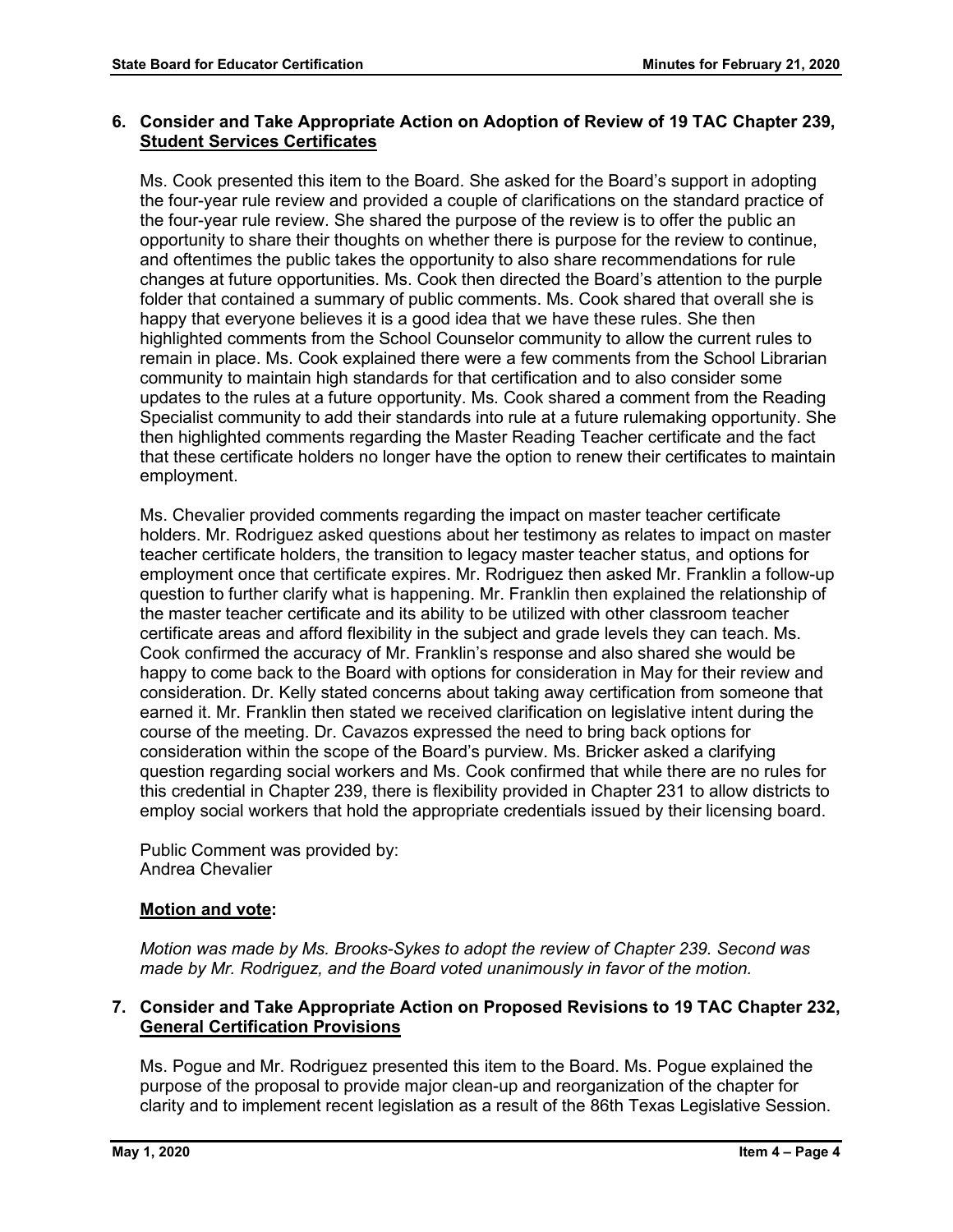**6. Consider and Take Appropriate Action on Adoption of Review of 19 TAC Chapter 239, Student Services Certificates**

Ms. Cook presented this item to the Board. She asked for the Board's support in adopting the four-year rule review and provided a couple of clarifications on the standard practice of the four-year rule review. She shared the purpose of the review is to offer the public an opportunity to share their thoughts on whether there is purpose for the review to continue, and oftentimes the public takes the opportunity to also share recommendations for rule changes at future opportunities. Ms. Cook then directed the Board's attention to the purple folder that contained a summary of public comments. Ms. Cook shared that overall she is happy that everyone believes it is a good idea that we have these rules. She then highlighted comments from the School Counselor community to allow the current rules to remain in place. Ms. Cook explained there were a few comments from the School Librarian community to maintain high standards for that certification and to also consider some updates to the rules at a future opportunity. Ms. Cook shared a comment from the Reading Specialist community to add their standards into rule at a future rulemaking opportunity. She then highlighted comments regarding the Master Reading Teacher certificate and the fact that these certificate holders no longer have the option to renew their certificates to maintain employment.

Ms. Chevalier provided comments regarding the impact on master teacher certificate holders. Mr. Rodriguez asked questions about her testimony as relates to impact on master teacher certificate holders, the transition to legacy master teacher status, and options for employment once that certificate expires. Mr. Rodriguez then asked Mr. Franklin a follow-up question to further clarify what is happening. Mr. Franklin then explained the relationship of the master teacher certificate and its ability to be utilized with other classroom teacher certificate areas and afford flexibility in the subject and grade levels they can teach. Ms. Cook confirmed the accuracy of Mr. Franklin's response and also shared she would be happy to come back to the Board with options for consideration in May for their review and consideration. Dr. Kelly stated concerns about taking away certification from someone that earned it. Mr. Franklin then stated we received clarification on legislative intent during the course of the meeting. Dr. Cavazos expressed the need to bring back options for consideration within the scope of the Board's purview. Ms. Bricker asked a clarifying question regarding social workers and Ms. Cook confirmed that while there are no rules for this credential in Chapter 239, there is flexibility provided in Chapter 231 to allow districts to employ social workers that hold the appropriate credentials issued by their licensing board.

Public Comment was provided by:
Andrea Chevalier

**Motion and vote:**

*Motion was made by Ms. Brooks-Sykes to adopt the review of Chapter 239. Second was made by Mr. Rodriguez, and the Board voted unanimously in favor of the motion.*

**7. Consider and Take Appropriate Action on Proposed Revisions to 19 TAC Chapter 232, General Certification Provisions**

Ms. Pogue and Mr. Rodriguez presented this item to the Board. Ms. Pogue explained the purpose of the proposal to provide major clean-up and reorganization of the chapter for clarity and to implement recent legislation as a result of the 86th Texas Legislative Session.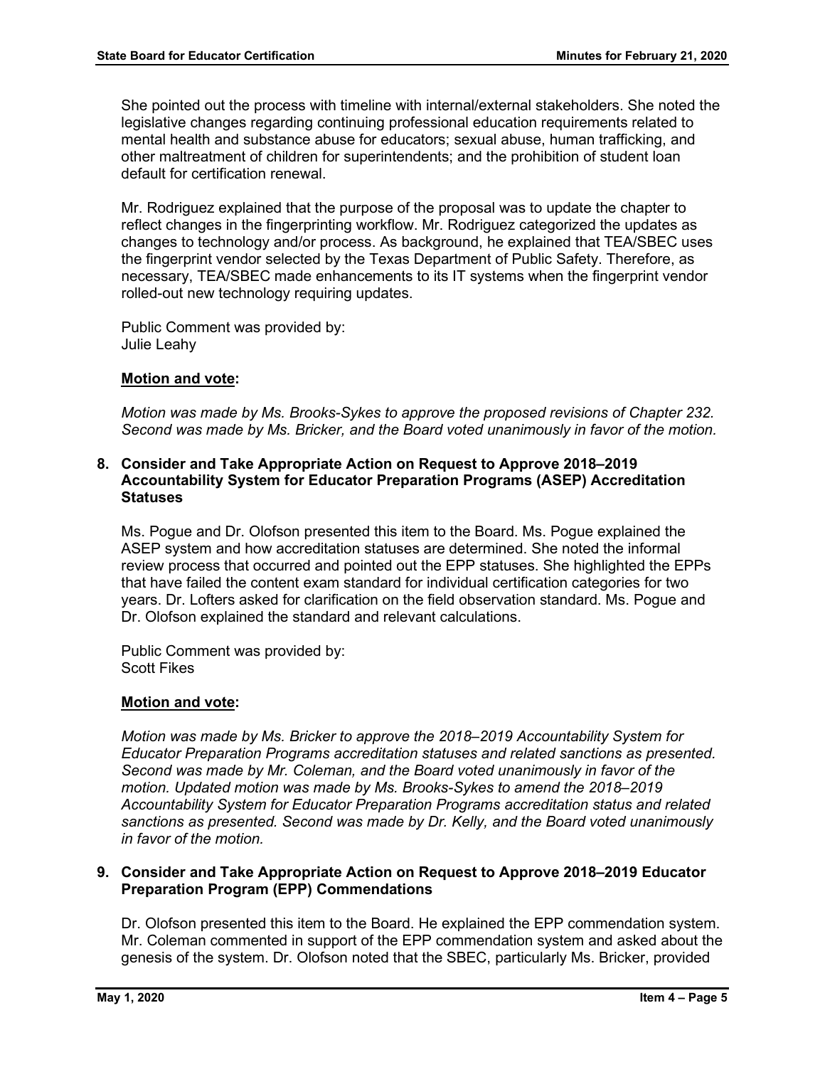She pointed out the process with timeline with internal/external stakeholders. She noted the legislative changes regarding continuing professional education requirements related to mental health and substance abuse for educators; sexual abuse, human trafficking, and other maltreatment of children for superintendents; and the prohibition of student loan default for certification renewal.

Mr. Rodriguez explained that the purpose of the proposal was to update the chapter to reflect changes in the fingerprinting workflow. Mr. Rodriguez categorized the updates as changes to technology and/or process. As background, he explained that TEA/SBEC uses the fingerprint vendor selected by the Texas Department of Public Safety. Therefore, as necessary, TEA/SBEC made enhancements to its IT systems when the fingerprint vendor rolled-out new technology requiring updates.

Public Comment was provided by:
Julie Leahy

**Motion and vote:**

*Motion was made by Ms. Brooks-Sykes to approve the proposed revisions of Chapter 232. Second was made by Ms. Bricker, and the Board voted unanimously in favor of the motion.*

### 8. Consider and Take Appropriate Action on Request to Approve 2018–2019 Accountability System for Educator Preparation Programs (ASEP) Accreditation Statuses

Ms. Pogue and Dr. Olofson presented this item to the Board. Ms. Pogue explained the ASEP system and how accreditation statuses are determined. She noted the informal review process that occurred and pointed out the EPP statuses. She highlighted the EPPs that have failed the content exam standard for individual certification categories for two years. Dr. Lofters asked for clarification on the field observation standard. Ms. Pogue and Dr. Olofson explained the standard and relevant calculations.

Public Comment was provided by:
Scott Fikes

**Motion and vote:**

*Motion was made by Ms. Bricker to approve the 2018–2019 Accountability System for Educator Preparation Programs accreditation statuses and related sanctions as presented. Second was made by Mr. Coleman, and the Board voted unanimously in favor of the motion. Updated motion was made by Ms. Brooks-Sykes to amend the 2018–2019 Accountability System for Educator Preparation Programs accreditation status and related sanctions as presented. Second was made by Dr. Kelly, and the Board voted unanimously in favor of the motion.*

### 9. Consider and Take Appropriate Action on Request to Approve 2018–2019 Educator Preparation Program (EPP) Commendations

Dr. Olofson presented this item to the Board. He explained the EPP commendation system. Mr. Coleman commented in support of the EPP commendation system and asked about the genesis of the system. Dr. Olofson noted that the SBEC, particularly Ms. Bricker, provided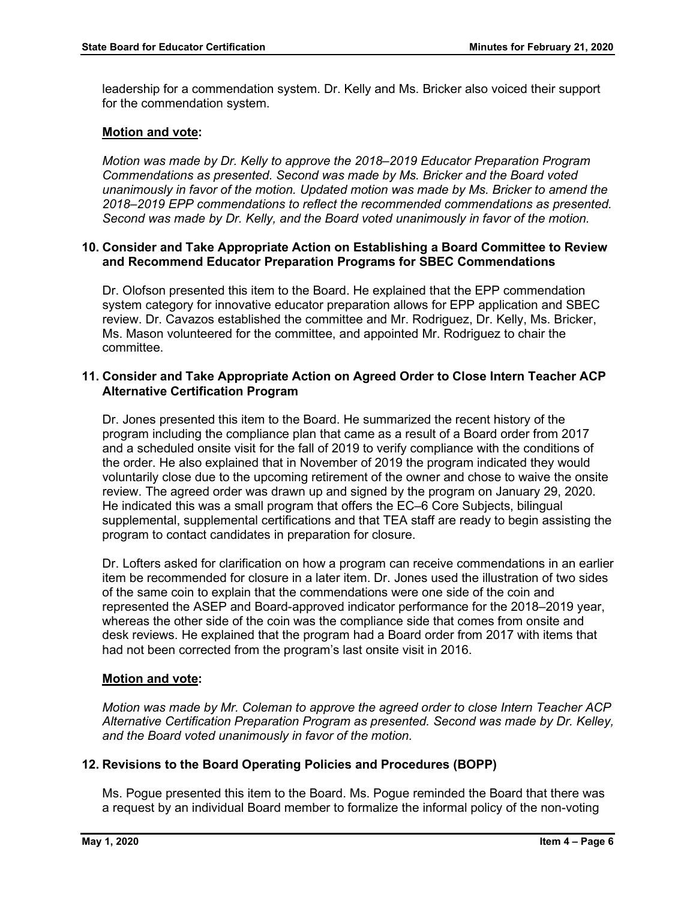leadership for a commendation system. Dr. Kelly and Ms. Bricker also voiced their support for the commendation system.

**Motion and vote:**

*Motion was made by Dr. Kelly to approve the 2018–2019 Educator Preparation Program Commendations as presented. Second was made by Ms. Bricker and the Board voted unanimously in favor of the motion. Updated motion was made by Ms. Bricker to amend the 2018–2019 EPP commendations to reflect the recommended commendations as presented. Second was made by Dr. Kelly, and the Board voted unanimously in favor of the motion.*

### 10. Consider and Take Appropriate Action on Establishing a Board Committee to Review and Recommend Educator Preparation Programs for SBEC Commendations

Dr. Olofson presented this item to the Board. He explained that the EPP commendation system category for innovative educator preparation allows for EPP application and SBEC review. Dr. Cavazos established the committee and Mr. Rodriguez, Dr. Kelly, Ms. Bricker, Ms. Mason volunteered for the committee, and appointed Mr. Rodriguez to chair the committee.

### 11. Consider and Take Appropriate Action on Agreed Order to Close Intern Teacher ACP Alternative Certification Program

Dr. Jones presented this item to the Board. He summarized the recent history of the program including the compliance plan that came as a result of a Board order from 2017 and a scheduled onsite visit for the fall of 2019 to verify compliance with the conditions of the order. He also explained that in November of 2019 the program indicated they would voluntarily close due to the upcoming retirement of the owner and chose to waive the onsite review. The agreed order was drawn up and signed by the program on January 29, 2020. He indicated this was a small program that offers the EC–6 Core Subjects, bilingual supplemental, supplemental certifications and that TEA staff are ready to begin assisting the program to contact candidates in preparation for closure.

Dr. Lofters asked for clarification on how a program can receive commendations in an earlier item be recommended for closure in a later item. Dr. Jones used the illustration of two sides of the same coin to explain that the commendations were one side of the coin and represented the ASEP and Board-approved indicator performance for the 2018–2019 year, whereas the other side of the coin was the compliance side that comes from onsite and desk reviews. He explained that the program had a Board order from 2017 with items that had not been corrected from the program's last onsite visit in 2016.

**Motion and vote:**

*Motion was made by Mr. Coleman to approve the agreed order to close Intern Teacher ACP Alternative Certification Preparation Program as presented. Second was made by Dr. Kelley, and the Board voted unanimously in favor of the motion.*

### 12. Revisions to the Board Operating Policies and Procedures (BOPP)

Ms. Pogue presented this item to the Board. Ms. Pogue reminded the Board that there was a request by an individual Board member to formalize the informal policy of the non-voting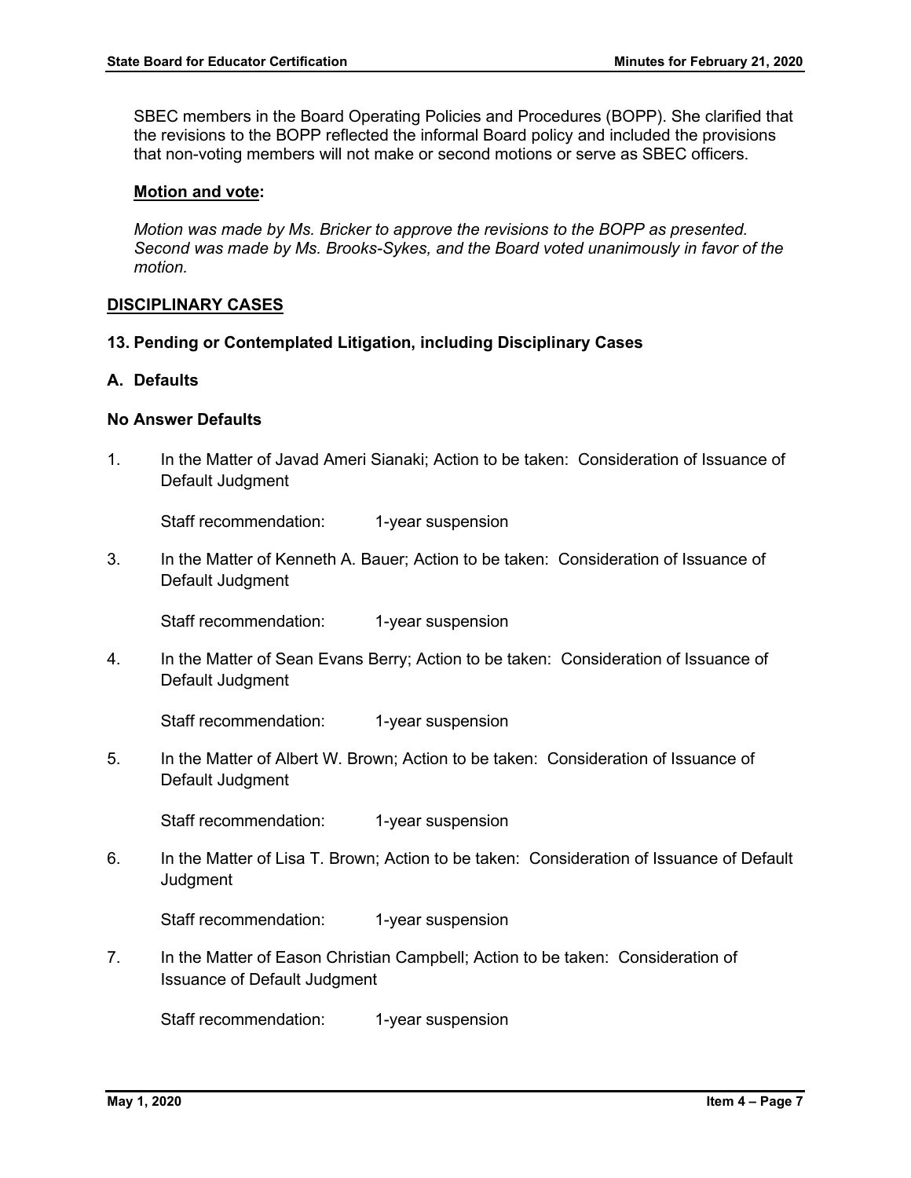SBEC members in the Board Operating Policies and Procedures (BOPP). She clarified that the revisions to the BOPP reflected the informal Board policy and included the provisions that non-voting members will not make or second motions or serve as SBEC officers.

**Motion and vote:**

*Motion was made by Ms. Bricker to approve the revisions to the BOPP as presented. Second was made by Ms. Brooks-Sykes, and the Board voted unanimously in favor of the motion.*

## DISCIPLINARY CASES

### 13. Pending or Contemplated Litigation, including Disciplinary Cases

### A. Defaults

#### No Answer Defaults

1. In the Matter of Javad Ameri Sianaki; Action to be taken: Consideration of Issuance of Default Judgment

   Staff recommendation: 1-year suspension

3. In the Matter of Kenneth A. Bauer; Action to be taken: Consideration of Issuance of Default Judgment

   Staff recommendation: 1-year suspension

4. In the Matter of Sean Evans Berry; Action to be taken: Consideration of Issuance of Default Judgment

   Staff recommendation: 1-year suspension

5. In the Matter of Albert W. Brown; Action to be taken: Consideration of Issuance of Default Judgment

   Staff recommendation: 1-year suspension

6. In the Matter of Lisa T. Brown; Action to be taken: Consideration of Issuance of Default Judgment

   Staff recommendation: 1-year suspension

7. In the Matter of Eason Christian Campbell; Action to be taken: Consideration of Issuance of Default Judgment

   Staff recommendation: 1-year suspension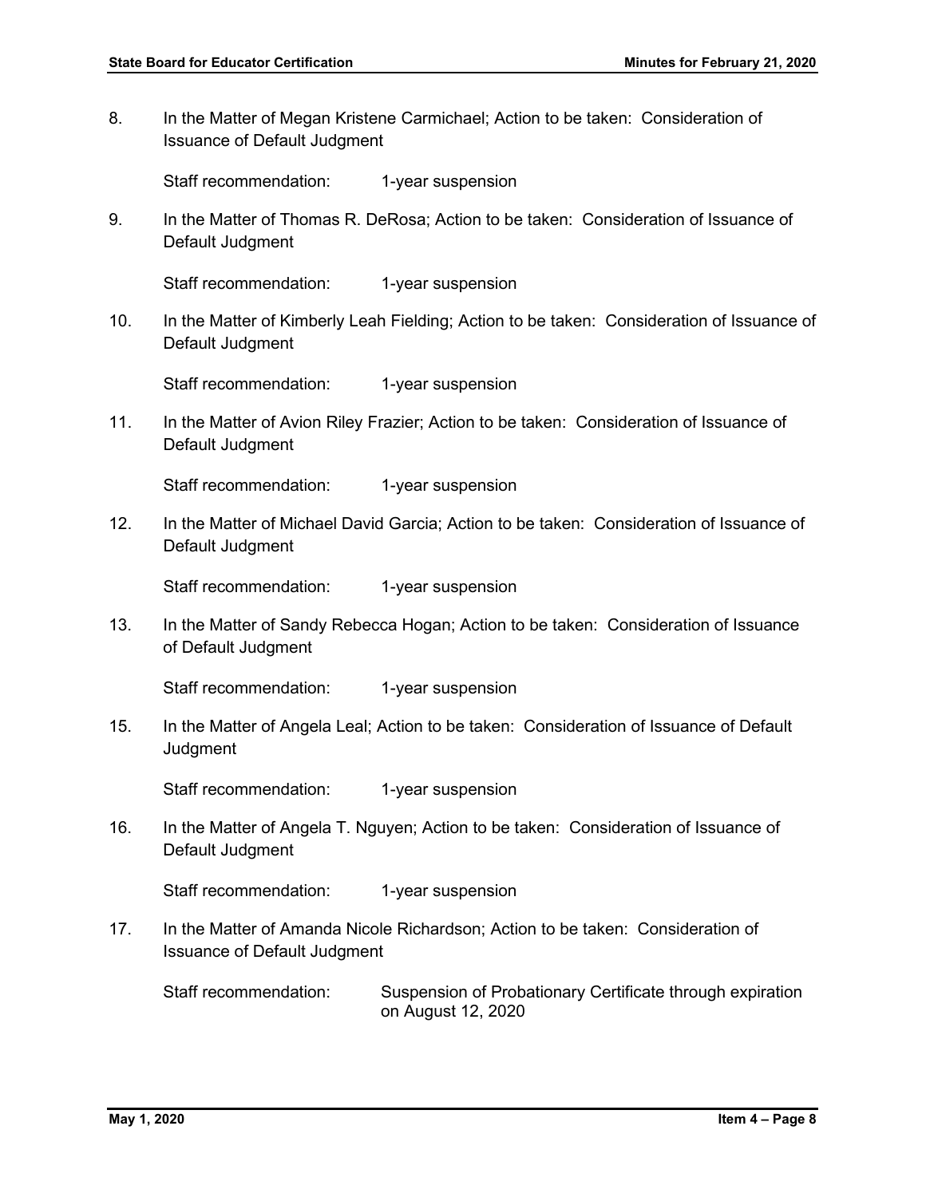8. In the Matter of Megan Kristene Carmichael; Action to be taken: Consideration of Issuance of Default Judgment

   Staff recommendation: 1-year suspension

9. In the Matter of Thomas R. DeRosa; Action to be taken: Consideration of Issuance of Default Judgment

   Staff recommendation: 1-year suspension

10. In the Matter of Kimberly Leah Fielding; Action to be taken: Consideration of Issuance of Default Judgment

    Staff recommendation: 1-year suspension

11. In the Matter of Avion Riley Frazier; Action to be taken: Consideration of Issuance of Default Judgment

    Staff recommendation: 1-year suspension

12. In the Matter of Michael David Garcia; Action to be taken: Consideration of Issuance of Default Judgment

    Staff recommendation: 1-year suspension

13. In the Matter of Sandy Rebecca Hogan; Action to be taken: Consideration of Issuance of Default Judgment

    Staff recommendation: 1-year suspension

15. In the Matter of Angela Leal; Action to be taken: Consideration of Issuance of Default Judgment

    Staff recommendation: 1-year suspension

16. In the Matter of Angela T. Nguyen; Action to be taken: Consideration of Issuance of Default Judgment

    Staff recommendation: 1-year suspension

17. In the Matter of Amanda Nicole Richardson; Action to be taken: Consideration of Issuance of Default Judgment

    Staff recommendation: Suspension of Probationary Certificate through expiration on August 12, 2020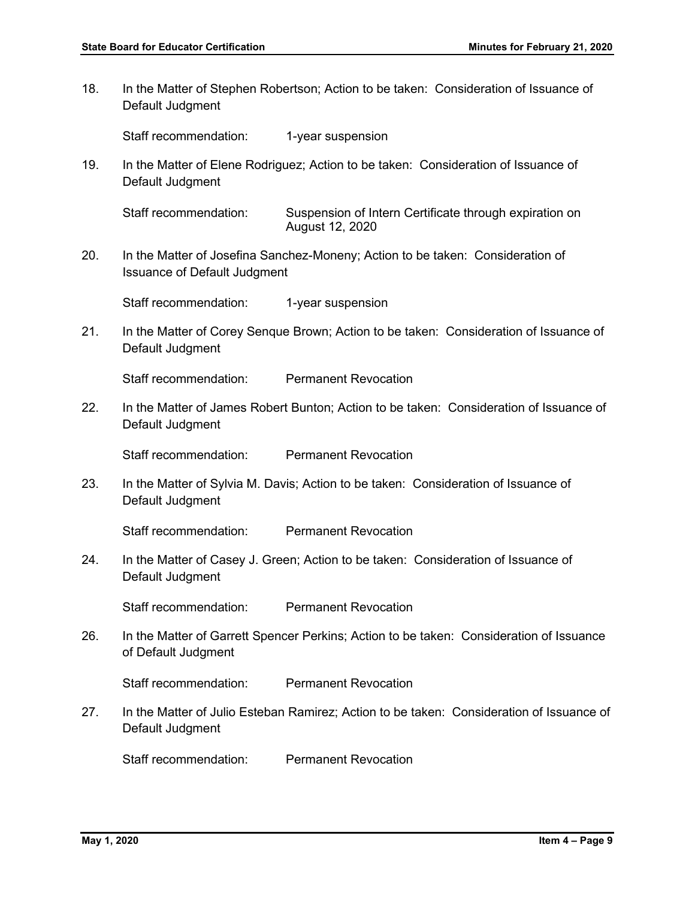18. In the Matter of Stephen Robertson; Action to be taken: Consideration of Issuance of Default Judgment

    Staff recommendation: 1-year suspension

19. In the Matter of Elene Rodriguez; Action to be taken: Consideration of Issuance of Default Judgment

    Staff recommendation: Suspension of Intern Certificate through expiration on August 12, 2020

20. In the Matter of Josefina Sanchez-Moneny; Action to be taken: Consideration of Issuance of Default Judgment

    Staff recommendation: 1-year suspension

21. In the Matter of Corey Senque Brown; Action to be taken: Consideration of Issuance of Default Judgment

    Staff recommendation: Permanent Revocation

22. In the Matter of James Robert Bunton; Action to be taken: Consideration of Issuance of Default Judgment

    Staff recommendation: Permanent Revocation

23. In the Matter of Sylvia M. Davis; Action to be taken: Consideration of Issuance of Default Judgment

    Staff recommendation: Permanent Revocation

24. In the Matter of Casey J. Green; Action to be taken: Consideration of Issuance of Default Judgment

    Staff recommendation: Permanent Revocation

26. In the Matter of Garrett Spencer Perkins; Action to be taken: Consideration of Issuance of Default Judgment

    Staff recommendation: Permanent Revocation

27. In the Matter of Julio Esteban Ramirez; Action to be taken: Consideration of Issuance of Default Judgment

    Staff recommendation: Permanent Revocation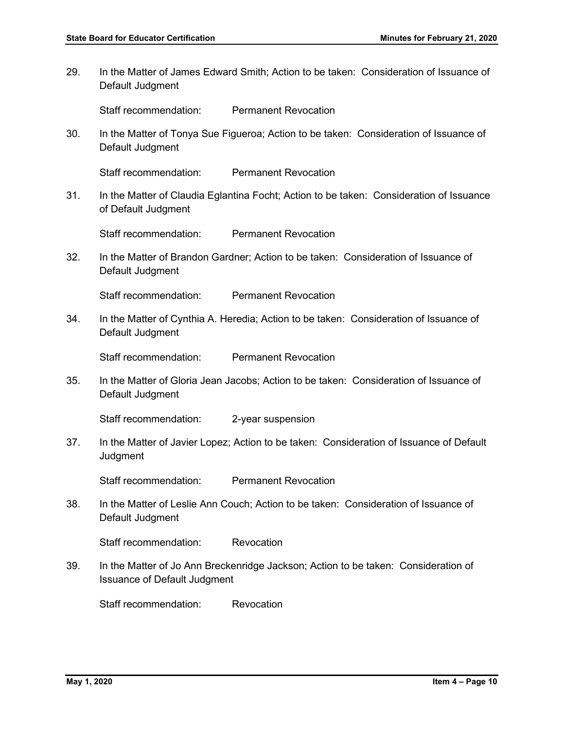29. In the Matter of James Edward Smith; Action to be taken: Consideration of Issuance of Default Judgment

    Staff recommendation: Permanent Revocation

30. In the Matter of Tonya Sue Figueroa; Action to be taken: Consideration of Issuance of Default Judgment

    Staff recommendation: Permanent Revocation

31. In the Matter of Claudia Eglantina Focht; Action to be taken: Consideration of Issuance of Default Judgment

    Staff recommendation: Permanent Revocation

32. In the Matter of Brandon Gardner; Action to be taken: Consideration of Issuance of Default Judgment

    Staff recommendation: Permanent Revocation

34. In the Matter of Cynthia A. Heredia; Action to be taken: Consideration of Issuance of Default Judgment

    Staff recommendation: Permanent Revocation

35. In the Matter of Gloria Jean Jacobs; Action to be taken: Consideration of Issuance of Default Judgment

    Staff recommendation: 2-year suspension

37. In the Matter of Javier Lopez; Action to be taken: Consideration of Issuance of Default Judgment

    Staff recommendation: Permanent Revocation

38. In the Matter of Leslie Ann Couch; Action to be taken: Consideration of Issuance of Default Judgment

    Staff recommendation: Revocation

39. In the Matter of Jo Ann Breckenridge Jackson; Action to be taken: Consideration of Issuance of Default Judgment

    Staff recommendation: Revocation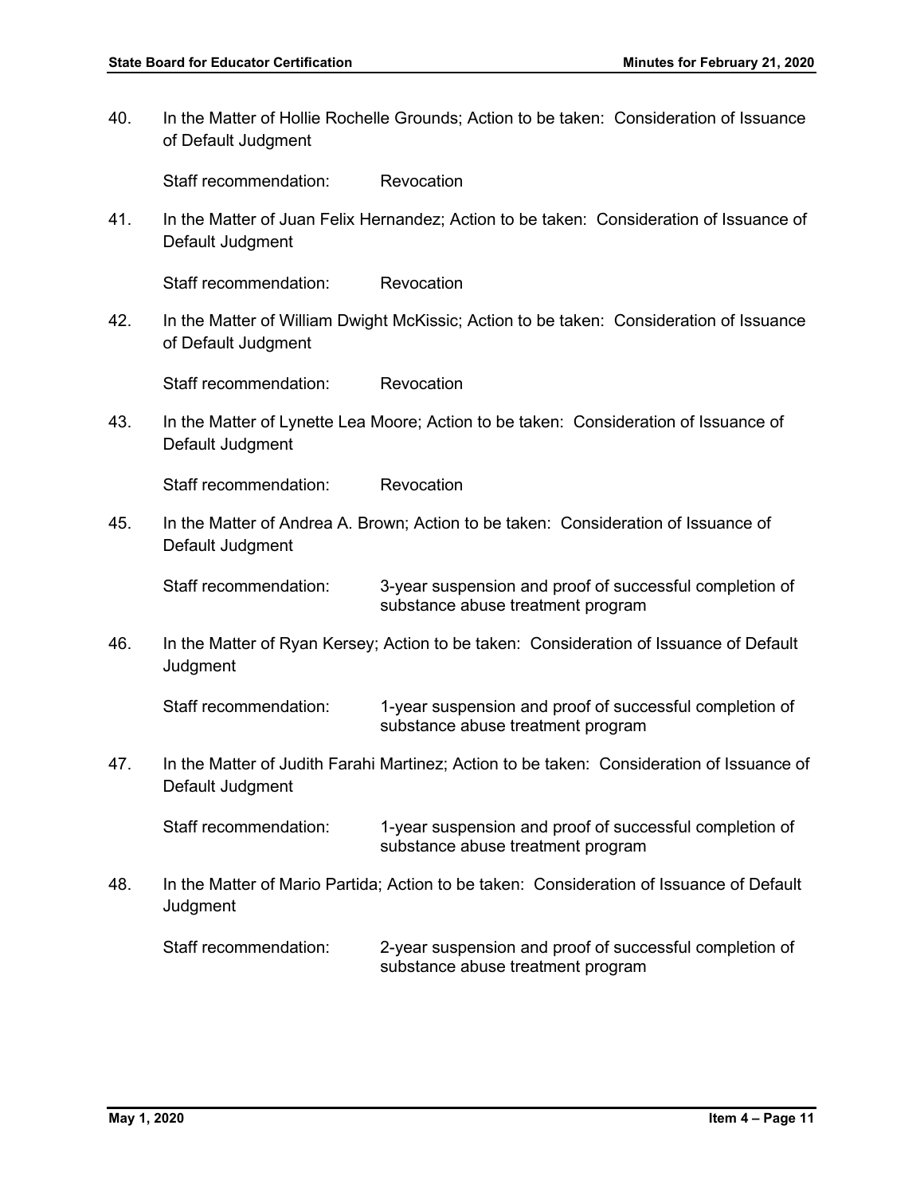40. In the Matter of Hollie Rochelle Grounds; Action to be taken: Consideration of Issuance of Default Judgment

    Staff recommendation: Revocation

41. In the Matter of Juan Felix Hernandez; Action to be taken: Consideration of Issuance of Default Judgment

    Staff recommendation: Revocation

42. In the Matter of William Dwight McKissic; Action to be taken: Consideration of Issuance of Default Judgment

    Staff recommendation: Revocation

43. In the Matter of Lynette Lea Moore; Action to be taken: Consideration of Issuance of Default Judgment

    Staff recommendation: Revocation

45. In the Matter of Andrea A. Brown; Action to be taken: Consideration of Issuance of Default Judgment

    Staff recommendation: 3-year suspension and proof of successful completion of substance abuse treatment program

46. In the Matter of Ryan Kersey; Action to be taken: Consideration of Issuance of Default Judgment

    Staff recommendation: 1-year suspension and proof of successful completion of substance abuse treatment program

47. In the Matter of Judith Farahi Martinez; Action to be taken: Consideration of Issuance of Default Judgment

    Staff recommendation: 1-year suspension and proof of successful completion of substance abuse treatment program

48. In the Matter of Mario Partida; Action to be taken: Consideration of Issuance of Default Judgment

    Staff recommendation: 2-year suspension and proof of successful completion of substance abuse treatment program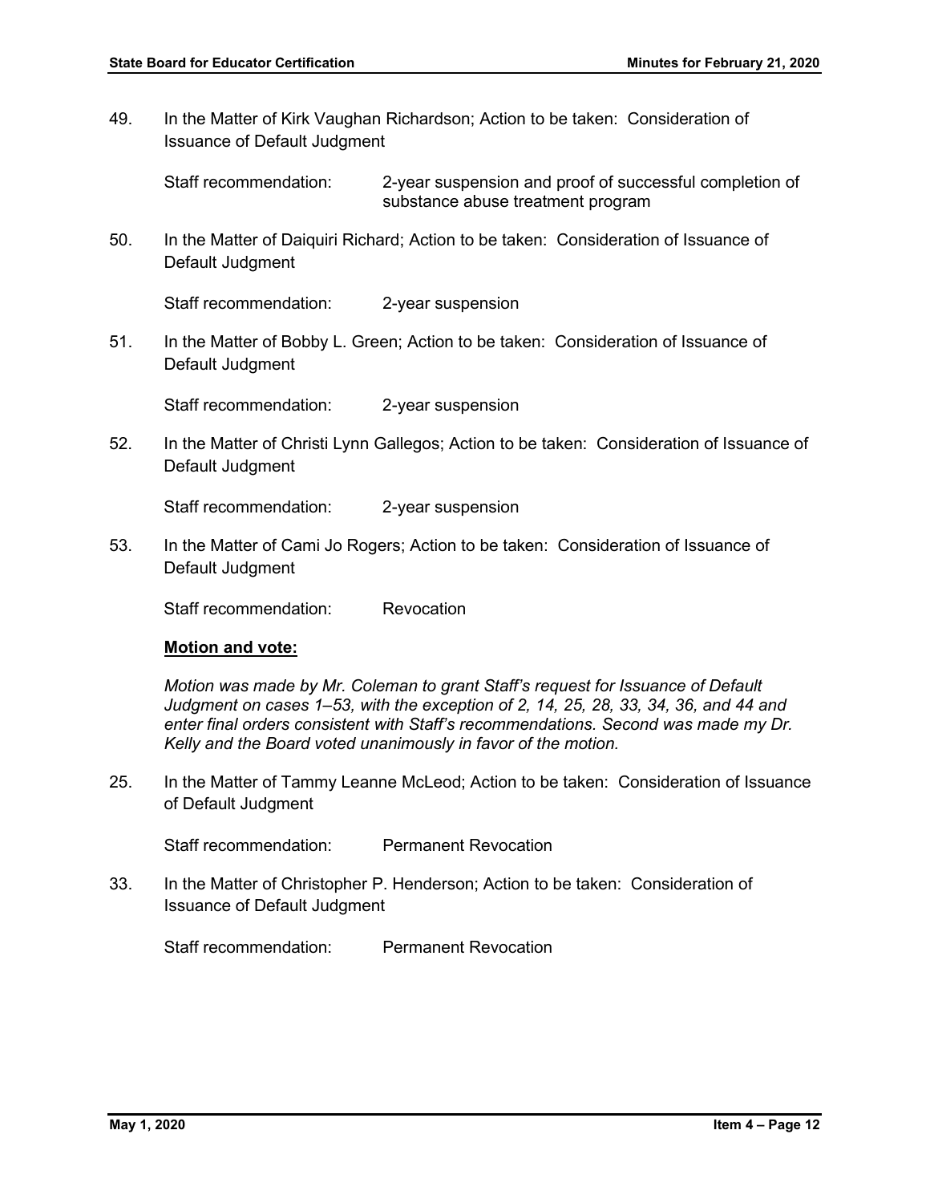49. In the Matter of Kirk Vaughan Richardson; Action to be taken: Consideration of Issuance of Default Judgment

    Staff recommendation: 2-year suspension and proof of successful completion of substance abuse treatment program

50. In the Matter of Daiquiri Richard; Action to be taken: Consideration of Issuance of Default Judgment

    Staff recommendation: 2-year suspension

51. In the Matter of Bobby L. Green; Action to be taken: Consideration of Issuance of Default Judgment

    Staff recommendation: 2-year suspension

52. In the Matter of Christi Lynn Gallegos; Action to be taken: Consideration of Issuance of Default Judgment

    Staff recommendation: 2-year suspension

53. In the Matter of Cami Jo Rogers; Action to be taken: Consideration of Issuance of Default Judgment

    Staff recommendation: Revocation

    **Motion and vote:**

    *Motion was made by Mr. Coleman to grant Staff's request for Issuance of Default Judgment on cases 1–53, with the exception of 2, 14, 25, 28, 33, 34, 36, and 44 and enter final orders consistent with Staff's recommendations. Second was made my Dr. Kelly and the Board voted unanimously in favor of the motion.*

25. In the Matter of Tammy Leanne McLeod; Action to be taken: Consideration of Issuance of Default Judgment

    Staff recommendation: Permanent Revocation

33. In the Matter of Christopher P. Henderson; Action to be taken: Consideration of Issuance of Default Judgment

    Staff recommendation: Permanent Revocation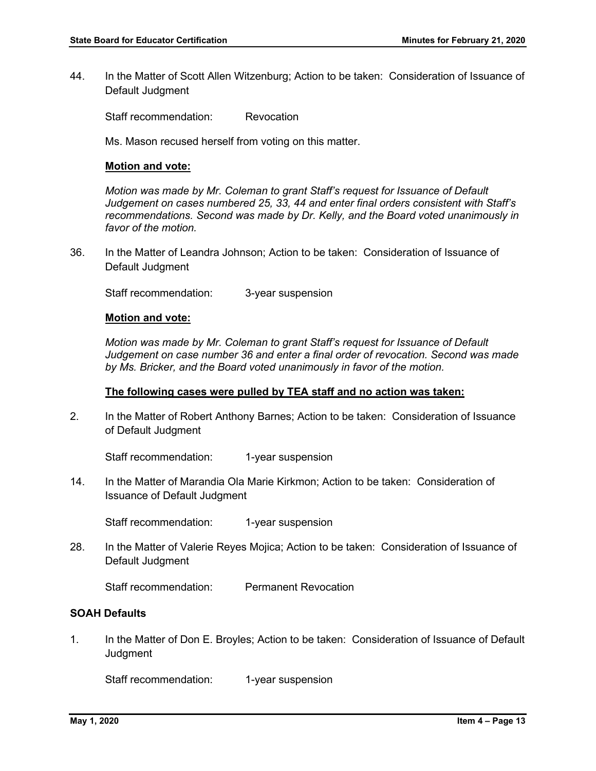44. In the Matter of Scott Allen Witzenburg; Action to be taken: Consideration of Issuance of Default Judgment

    Staff recommendation: Revocation

    Ms. Mason recused herself from voting on this matter.

    **Motion and vote:**

    *Motion was made by Mr. Coleman to grant Staff's request for Issuance of Default Judgement on cases numbered 25, 33, 44 and enter final orders consistent with Staff's recommendations. Second was made by Dr. Kelly, and the Board voted unanimously in favor of the motion.*

36. In the Matter of Leandra Johnson; Action to be taken: Consideration of Issuance of Default Judgment

    Staff recommendation: 3-year suspension

    **Motion and vote:**

    *Motion was made by Mr. Coleman to grant Staff's request for Issuance of Default Judgement on case number 36 and enter a final order of revocation. Second was made by Ms. Bricker, and the Board voted unanimously in favor of the motion.*

    **The following cases were pulled by TEA staff and no action was taken:**

2. In the Matter of Robert Anthony Barnes; Action to be taken: Consideration of Issuance of Default Judgment

    Staff recommendation: 1-year suspension

14. In the Matter of Marandia Ola Marie Kirkmon; Action to be taken: Consideration of Issuance of Default Judgment

    Staff recommendation: 1-year suspension

28. In the Matter of Valerie Reyes Mojica; Action to be taken: Consideration of Issuance of Default Judgment

    Staff recommendation: Permanent Revocation

**SOAH Defaults**

1. In the Matter of Don E. Broyles; Action to be taken: Consideration of Issuance of Default Judgment

    Staff recommendation: 1-year suspension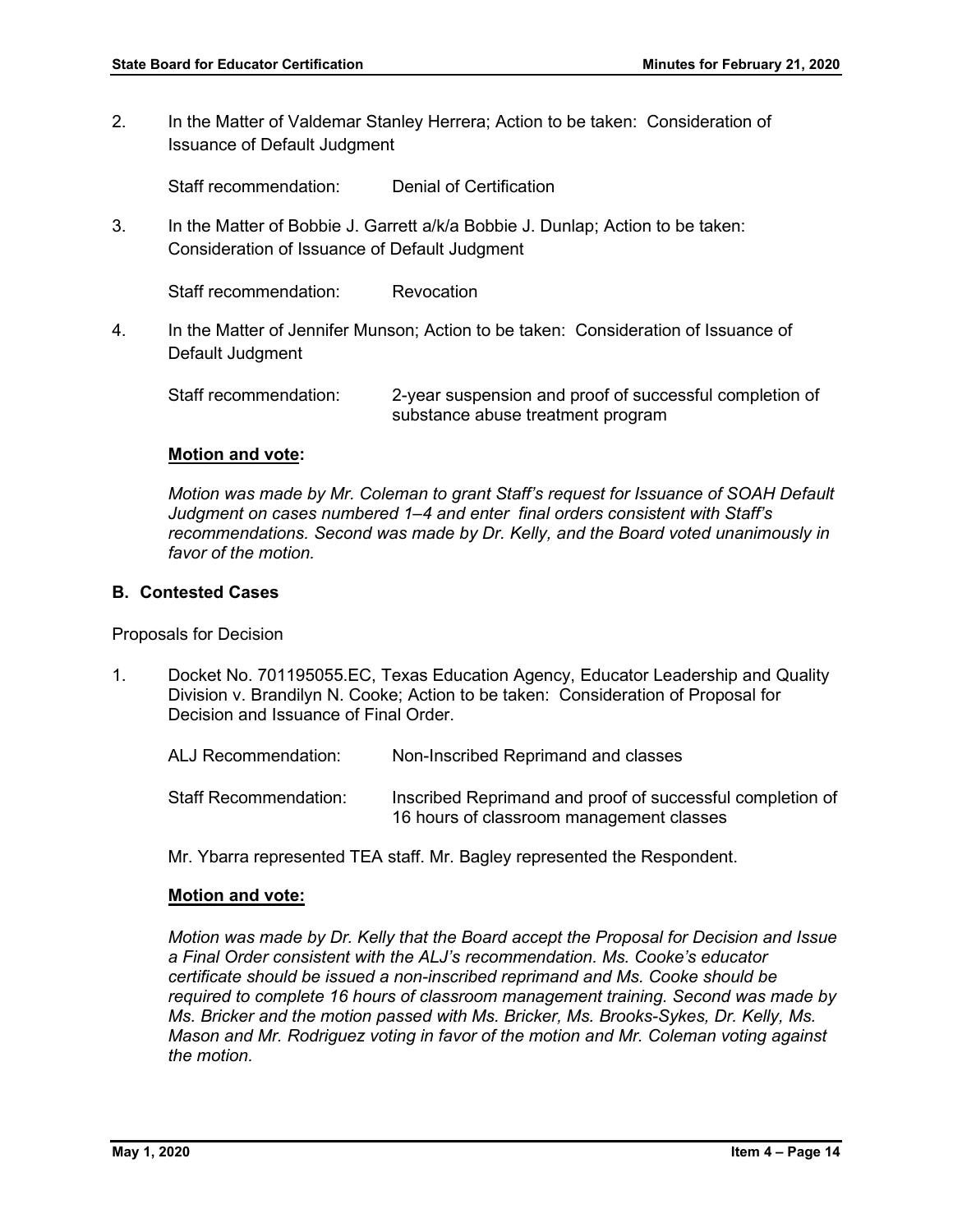2. In the Matter of Valdemar Stanley Herrera; Action to be taken: Consideration of Issuance of Default Judgment

   Staff recommendation: Denial of Certification

3. In the Matter of Bobbie J. Garrett a/k/a Bobbie J. Dunlap; Action to be taken: Consideration of Issuance of Default Judgment

   Staff recommendation: Revocation

4. In the Matter of Jennifer Munson; Action to be taken: Consideration of Issuance of Default Judgment

   Staff recommendation: 2-year suspension and proof of successful completion of substance abuse treatment program

   **Motion and vote:**

   *Motion was made by Mr. Coleman to grant Staff's request for Issuance of SOAH Default Judgment on cases numbered 1–4 and enter final orders consistent with Staff's recommendations. Second was made by Dr. Kelly, and the Board voted unanimously in favor of the motion.*

**B. Contested Cases**

Proposals for Decision

1. Docket No. 701195055.EC, Texas Education Agency, Educator Leadership and Quality Division v. Brandilyn N. Cooke; Action to be taken: Consideration of Proposal for Decision and Issuance of Final Order.

   ALJ Recommendation: Non-Inscribed Reprimand and classes

   Staff Recommendation: Inscribed Reprimand and proof of successful completion of 16 hours of classroom management classes

   Mr. Ybarra represented TEA staff. Mr. Bagley represented the Respondent.

   **Motion and vote:**

   *Motion was made by Dr. Kelly that the Board accept the Proposal for Decision and Issue a Final Order consistent with the ALJ's recommendation. Ms. Cooke's educator certificate should be issued a non-inscribed reprimand and Ms. Cooke should be required to complete 16 hours of classroom management training. Second was made by Ms. Bricker and the motion passed with Ms. Bricker, Ms. Brooks-Sykes, Dr. Kelly, Ms. Mason and Mr. Rodriguez voting in favor of the motion and Mr. Coleman voting against the motion.*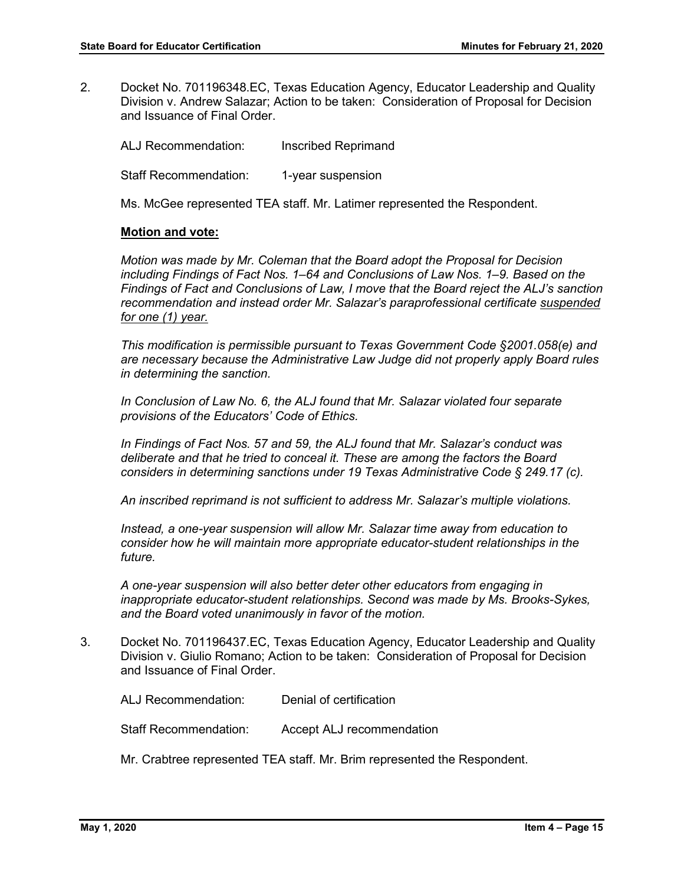2. Docket No. 701196348.EC, Texas Education Agency, Educator Leadership and Quality Division v. Andrew Salazar; Action to be taken: Consideration of Proposal for Decision and Issuance of Final Order.

   ALJ Recommendation: Inscribed Reprimand

   Staff Recommendation: 1-year suspension

   Ms. McGee represented TEA staff. Mr. Latimer represented the Respondent.

   **Motion and vote:**

   *Motion was made by Mr. Coleman that the Board adopt the Proposal for Decision including Findings of Fact Nos. 1–64 and Conclusions of Law Nos. 1–9. Based on the Findings of Fact and Conclusions of Law, I move that the Board reject the ALJ's sanction recommendation and instead order Mr. Salazar's paraprofessional certificate <u>suspended for one (1) year.</u>*

   *This modification is permissible pursuant to Texas Government Code §2001.058(e) and are necessary because the Administrative Law Judge did not properly apply Board rules in determining the sanction.*

   *In Conclusion of Law No. 6, the ALJ found that Mr. Salazar violated four separate provisions of the Educators' Code of Ethics.*

   *In Findings of Fact Nos. 57 and 59, the ALJ found that Mr. Salazar's conduct was deliberate and that he tried to conceal it. These are among the factors the Board considers in determining sanctions under 19 Texas Administrative Code § 249.17 (c).*

   *An inscribed reprimand is not sufficient to address Mr. Salazar's multiple violations.*

   *Instead, a one-year suspension will allow Mr. Salazar time away from education to consider how he will maintain more appropriate educator-student relationships in the future.*

   *A one-year suspension will also better deter other educators from engaging in inappropriate educator-student relationships. Second was made by Ms. Brooks-Sykes, and the Board voted unanimously in favor of the motion.*

3. Docket No. 701196437.EC, Texas Education Agency, Educator Leadership and Quality Division v. Giulio Romano; Action to be taken: Consideration of Proposal for Decision and Issuance of Final Order.

   ALJ Recommendation: Denial of certification

   Staff Recommendation: Accept ALJ recommendation

   Mr. Crabtree represented TEA staff. Mr. Brim represented the Respondent.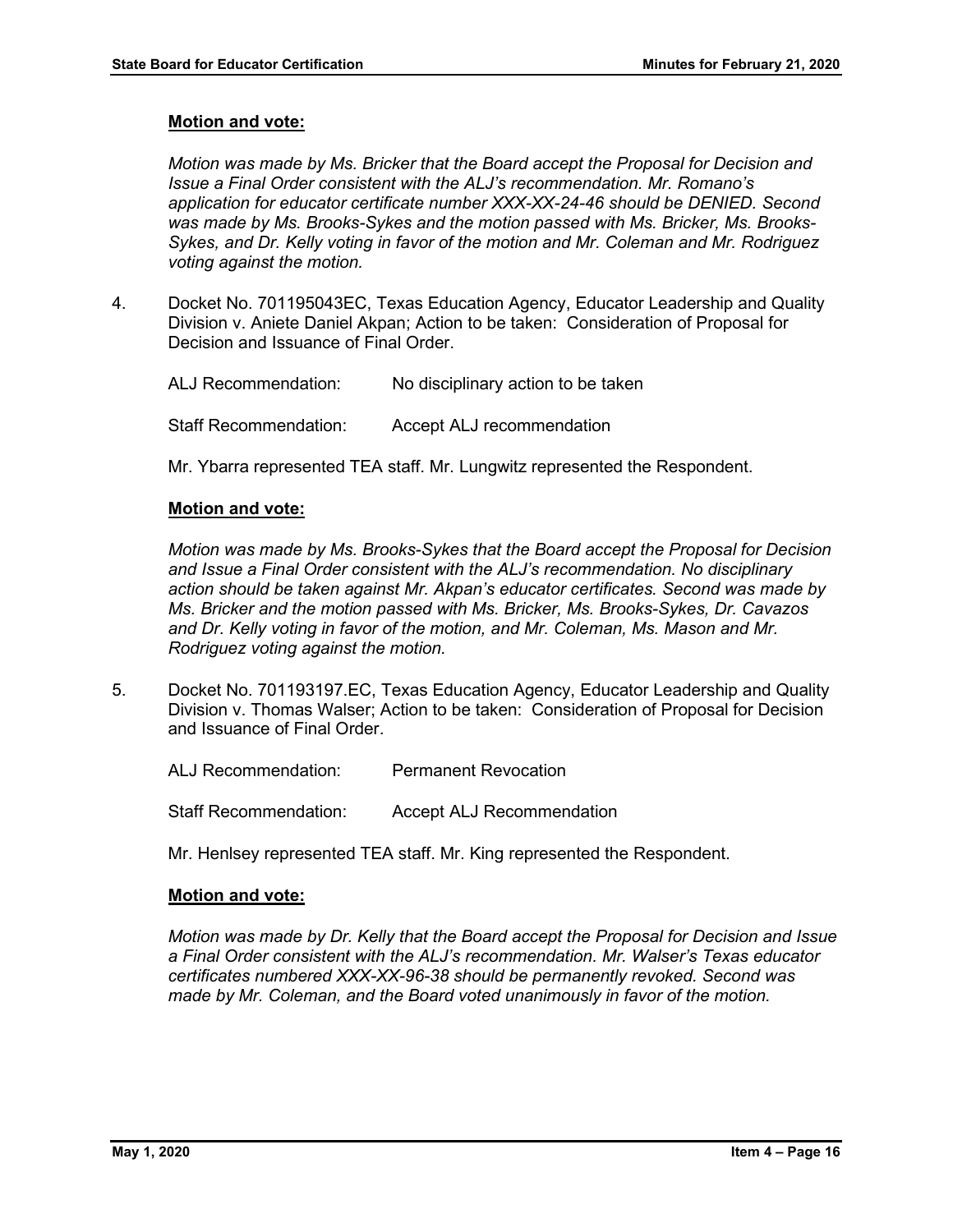**Motion and vote:**

*Motion was made by Ms. Bricker that the Board accept the Proposal for Decision and Issue a Final Order consistent with the ALJ's recommendation. Mr. Romano's application for educator certificate number XXX-XX-24-46 should be DENIED. Second was made by Ms. Brooks-Sykes and the motion passed with Ms. Bricker, Ms. Brooks-Sykes, and Dr. Kelly voting in favor of the motion and Mr. Coleman and Mr. Rodriguez voting against the motion.*

4. Docket No. 701195043EC, Texas Education Agency, Educator Leadership and Quality Division v. Aniete Daniel Akpan; Action to be taken: Consideration of Proposal for Decision and Issuance of Final Order.

   ALJ Recommendation: No disciplinary action to be taken

   Staff Recommendation: Accept ALJ recommendation

   Mr. Ybarra represented TEA staff. Mr. Lungwitz represented the Respondent.

   **Motion and vote:**

   *Motion was made by Ms. Brooks-Sykes that the Board accept the Proposal for Decision and Issue a Final Order consistent with the ALJ's recommendation. No disciplinary action should be taken against Mr. Akpan's educator certificates. Second was made by Ms. Bricker and the motion passed with Ms. Bricker, Ms. Brooks-Sykes, Dr. Cavazos and Dr. Kelly voting in favor of the motion, and Mr. Coleman, Ms. Mason and Mr. Rodriguez voting against the motion.*

5. Docket No. 701193197.EC, Texas Education Agency, Educator Leadership and Quality Division v. Thomas Walser; Action to be taken: Consideration of Proposal for Decision and Issuance of Final Order.

   ALJ Recommendation: Permanent Revocation

   Staff Recommendation: Accept ALJ Recommendation

   Mr. Henlsey represented TEA staff. Mr. King represented the Respondent.

   **Motion and vote:**

   *Motion was made by Dr. Kelly that the Board accept the Proposal for Decision and Issue a Final Order consistent with the ALJ's recommendation. Mr. Walser's Texas educator certificates numbered XXX-XX-96-38 should be permanently revoked. Second was made by Mr. Coleman, and the Board voted unanimously in favor of the motion.*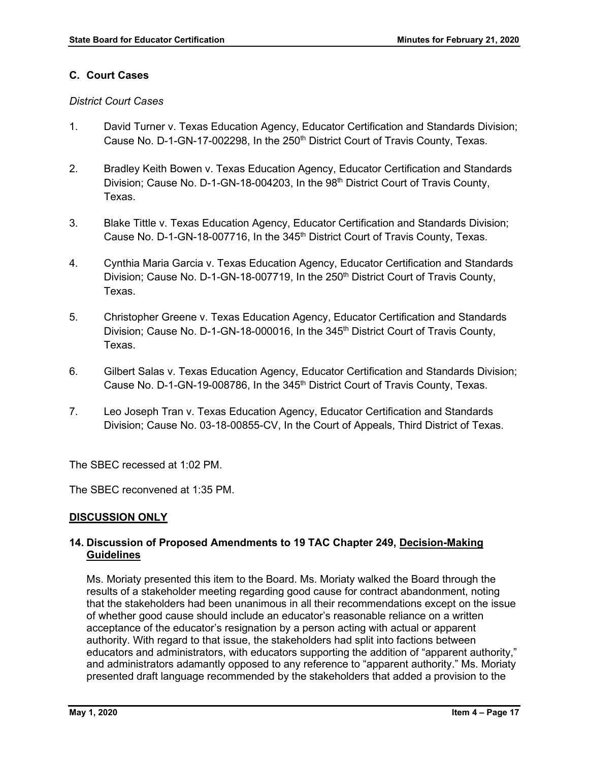### C. Court Cases

*District Court Cases*

1. David Turner v. Texas Education Agency, Educator Certification and Standards Division; Cause No. D-1-GN-17-002298, In the 250th District Court of Travis County, Texas.

2. Bradley Keith Bowen v. Texas Education Agency, Educator Certification and Standards Division; Cause No. D-1-GN-18-004203, In the 98th District Court of Travis County, Texas.

3. Blake Tittle v. Texas Education Agency, Educator Certification and Standards Division; Cause No. D-1-GN-18-007716, In the 345th District Court of Travis County, Texas.

4. Cynthia Maria Garcia v. Texas Education Agency, Educator Certification and Standards Division; Cause No. D-1-GN-18-007719, In the 250th District Court of Travis County, Texas.

5. Christopher Greene v. Texas Education Agency, Educator Certification and Standards Division; Cause No. D-1-GN-18-000016, In the 345th District Court of Travis County, Texas.

6. Gilbert Salas v. Texas Education Agency, Educator Certification and Standards Division; Cause No. D-1-GN-19-008786, In the 345th District Court of Travis County, Texas.

7. Leo Joseph Tran v. Texas Education Agency, Educator Certification and Standards Division; Cause No. 03-18-00855-CV, In the Court of Appeals, Third District of Texas.

The SBEC recessed at 1:02 PM.

The SBEC reconvened at 1:35 PM.

**DISCUSSION ONLY**

### 14. Discussion of Proposed Amendments to 19 TAC Chapter 249, Decision-Making Guidelines

Ms. Moriaty presented this item to the Board. Ms. Moriaty walked the Board through the results of a stakeholder meeting regarding good cause for contract abandonment, noting that the stakeholders had been unanimous in all their recommendations except on the issue of whether good cause should include an educator's reasonable reliance on a written acceptance of the educator's resignation by a person acting with actual or apparent authority. With regard to that issue, the stakeholders had split into factions between educators and administrators, with educators supporting the addition of "apparent authority," and administrators adamantly opposed to any reference to "apparent authority." Ms. Moriaty presented draft language recommended by the stakeholders that added a provision to the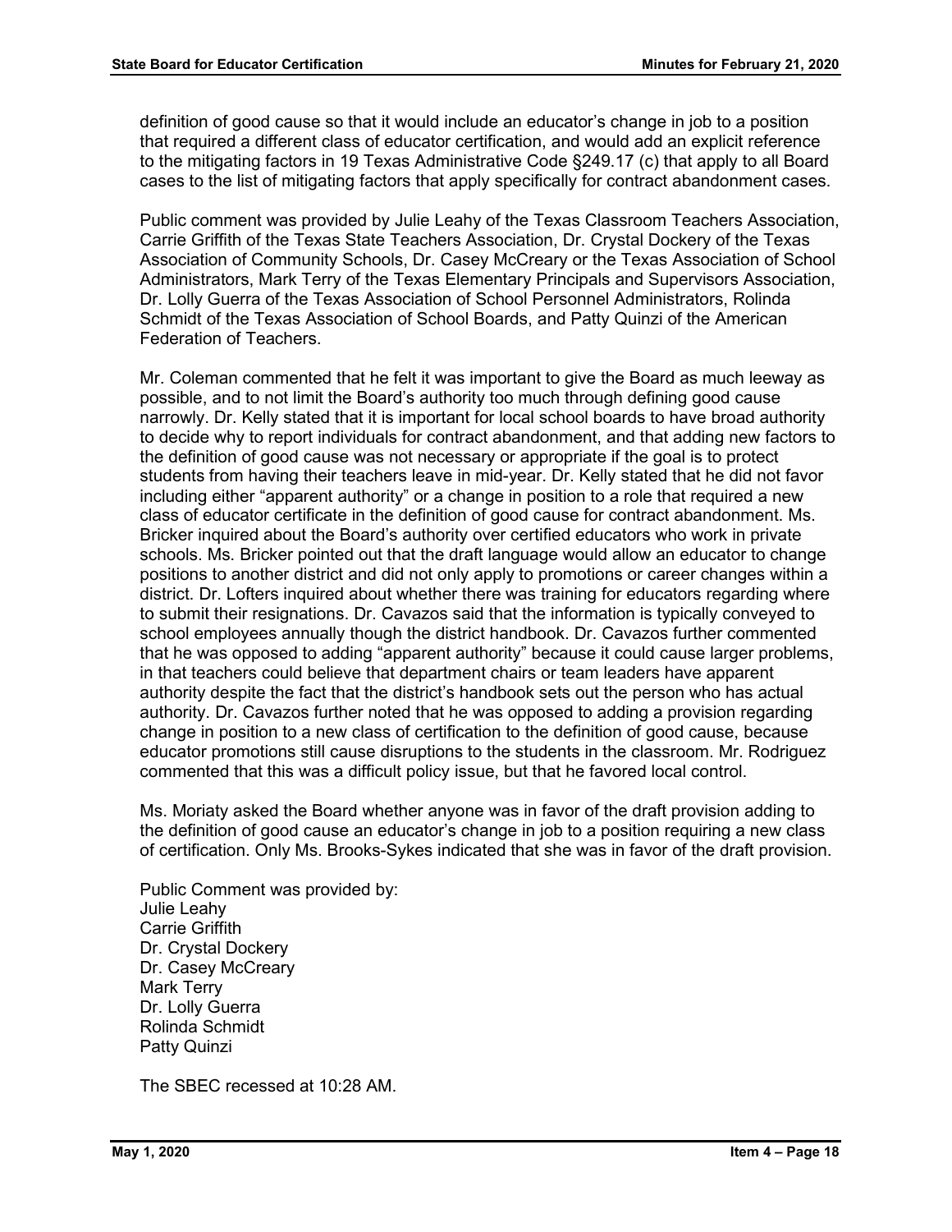definition of good cause so that it would include an educator's change in job to a position that required a different class of educator certification, and would add an explicit reference to the mitigating factors in 19 Texas Administrative Code §249.17 (c) that apply to all Board cases to the list of mitigating factors that apply specifically for contract abandonment cases.

Public comment was provided by Julie Leahy of the Texas Classroom Teachers Association, Carrie Griffith of the Texas State Teachers Association, Dr. Crystal Dockery of the Texas Association of Community Schools, Dr. Casey McCreary or the Texas Association of School Administrators, Mark Terry of the Texas Elementary Principals and Supervisors Association, Dr. Lolly Guerra of the Texas Association of School Personnel Administrators, Rolinda Schmidt of the Texas Association of School Boards, and Patty Quinzi of the American Federation of Teachers.

Mr. Coleman commented that he felt it was important to give the Board as much leeway as possible, and to not limit the Board's authority too much through defining good cause narrowly. Dr. Kelly stated that it is important for local school boards to have broad authority to decide why to report individuals for contract abandonment, and that adding new factors to the definition of good cause was not necessary or appropriate if the goal is to protect students from having their teachers leave in mid-year. Dr. Kelly stated that he did not favor including either "apparent authority" or a change in position to a role that required a new class of educator certificate in the definition of good cause for contract abandonment. Ms. Bricker inquired about the Board's authority over certified educators who work in private schools. Ms. Bricker pointed out that the draft language would allow an educator to change positions to another district and did not only apply to promotions or career changes within a district. Dr. Lofters inquired about whether there was training for educators regarding where to submit their resignations. Dr. Cavazos said that the information is typically conveyed to school employees annually though the district handbook. Dr. Cavazos further commented that he was opposed to adding "apparent authority" because it could cause larger problems, in that teachers could believe that department chairs or team leaders have apparent authority despite the fact that the district's handbook sets out the person who has actual authority. Dr. Cavazos further noted that he was opposed to adding a provision regarding change in position to a new class of certification to the definition of good cause, because educator promotions still cause disruptions to the students in the classroom. Mr. Rodriguez commented that this was a difficult policy issue, but that he favored local control.

Ms. Moriaty asked the Board whether anyone was in favor of the draft provision adding to the definition of good cause an educator's change in job to a position requiring a new class of certification. Only Ms. Brooks-Sykes indicated that she was in favor of the draft provision.

Public Comment was provided by:
Julie Leahy
Carrie Griffith
Dr. Crystal Dockery
Dr. Casey McCreary
Mark Terry
Dr. Lolly Guerra
Rolinda Schmidt
Patty Quinzi

The SBEC recessed at 10:28 AM.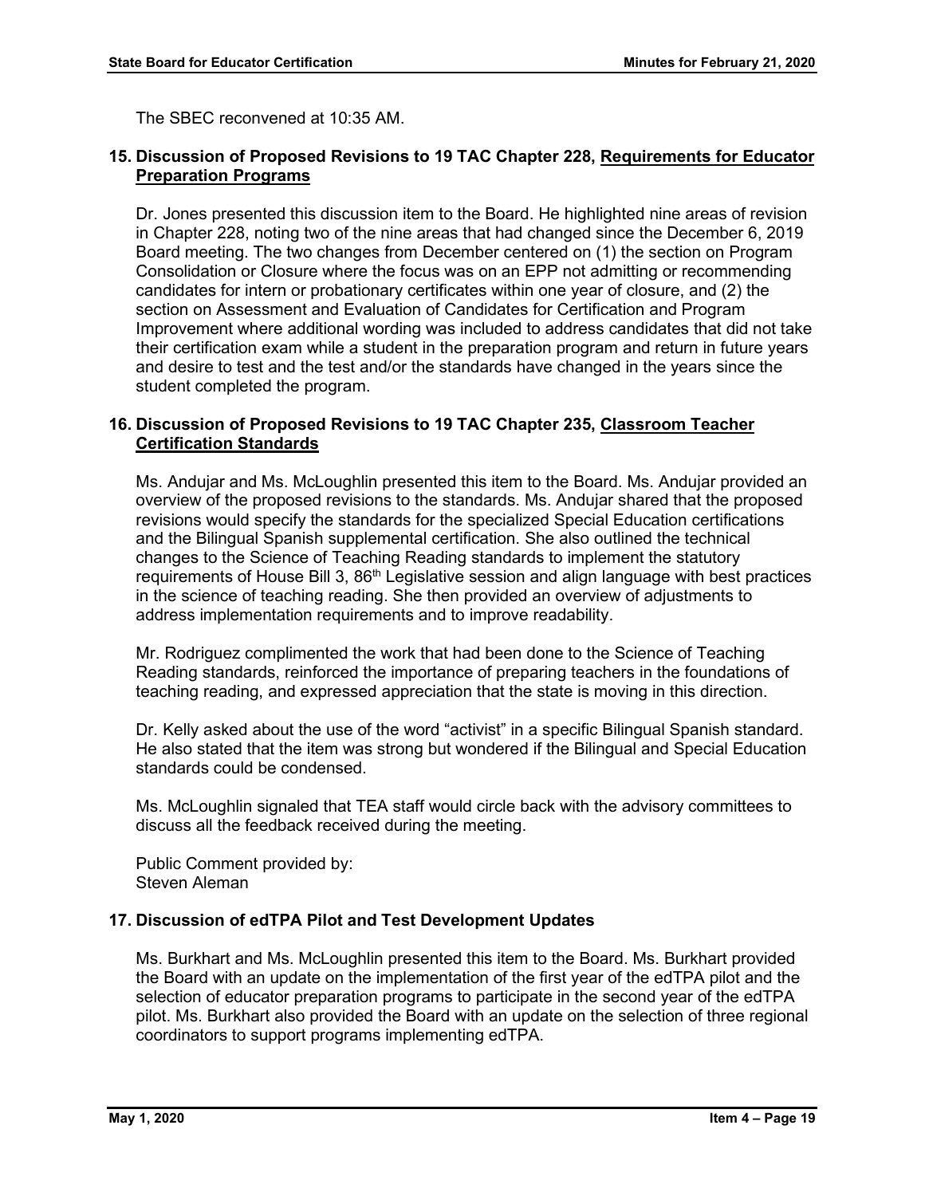The SBEC reconvened at 10:35 AM.

**15. Discussion of Proposed Revisions to 19 TAC Chapter 228, Requirements for Educator Preparation Programs**

Dr. Jones presented this discussion item to the Board. He highlighted nine areas of revision in Chapter 228, noting two of the nine areas that had changed since the December 6, 2019 Board meeting. The two changes from December centered on (1) the section on Program Consolidation or Closure where the focus was on an EPP not admitting or recommending candidates for intern or probationary certificates within one year of closure, and (2) the section on Assessment and Evaluation of Candidates for Certification and Program Improvement where additional wording was included to address candidates that did not take their certification exam while a student in the preparation program and return in future years and desire to test and the test and/or the standards have changed in the years since the student completed the program.

**16. Discussion of Proposed Revisions to 19 TAC Chapter 235, Classroom Teacher Certification Standards**

Ms. Andujar and Ms. McLoughlin presented this item to the Board. Ms. Andujar provided an overview of the proposed revisions to the standards. Ms. Andujar shared that the proposed revisions would specify the standards for the specialized Special Education certifications and the Bilingual Spanish supplemental certification. She also outlined the technical changes to the Science of Teaching Reading standards to implement the statutory requirements of House Bill 3, 86th Legislative session and align language with best practices in the science of teaching reading. She then provided an overview of adjustments to address implementation requirements and to improve readability.

Mr. Rodriguez complimented the work that had been done to the Science of Teaching Reading standards, reinforced the importance of preparing teachers in the foundations of teaching reading, and expressed appreciation that the state is moving in this direction.

Dr. Kelly asked about the use of the word "activist" in a specific Bilingual Spanish standard. He also stated that the item was strong but wondered if the Bilingual and Special Education standards could be condensed.

Ms. McLoughlin signaled that TEA staff would circle back with the advisory committees to discuss all the feedback received during the meeting.

Public Comment provided by:
Steven Aleman

**17. Discussion of edTPA Pilot and Test Development Updates**

Ms. Burkhart and Ms. McLoughlin presented this item to the Board. Ms. Burkhart provided the Board with an update on the implementation of the first year of the edTPA pilot and the selection of educator preparation programs to participate in the second year of the edTPA pilot. Ms. Burkhart also provided the Board with an update on the selection of three regional coordinators to support programs implementing edTPA.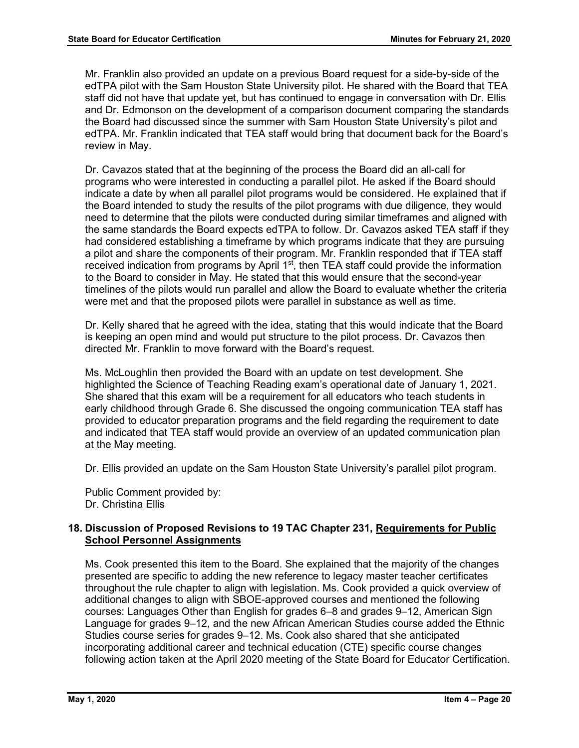Mr. Franklin also provided an update on a previous Board request for a side-by-side of the edTPA pilot with the Sam Houston State University pilot. He shared with the Board that TEA staff did not have that update yet, but has continued to engage in conversation with Dr. Ellis and Dr. Edmonson on the development of a comparison document comparing the standards the Board had discussed since the summer with Sam Houston State University's pilot and edTPA. Mr. Franklin indicated that TEA staff would bring that document back for the Board's review in May.

Dr. Cavazos stated that at the beginning of the process the Board did an all-call for programs who were interested in conducting a parallel pilot. He asked if the Board should indicate a date by when all parallel pilot programs would be considered. He explained that if the Board intended to study the results of the pilot programs with due diligence, they would need to determine that the pilots were conducted during similar timeframes and aligned with the same standards the Board expects edTPA to follow. Dr. Cavazos asked TEA staff if they had considered establishing a timeframe by which programs indicate that they are pursuing a pilot and share the components of their program. Mr. Franklin responded that if TEA staff received indication from programs by April 1st, then TEA staff could provide the information to the Board to consider in May. He stated that this would ensure that the second-year timelines of the pilots would run parallel and allow the Board to evaluate whether the criteria were met and that the proposed pilots were parallel in substance as well as time.

Dr. Kelly shared that he agreed with the idea, stating that this would indicate that the Board is keeping an open mind and would put structure to the pilot process. Dr. Cavazos then directed Mr. Franklin to move forward with the Board's request.

Ms. McLoughlin then provided the Board with an update on test development. She highlighted the Science of Teaching Reading exam's operational date of January 1, 2021. She shared that this exam will be a requirement for all educators who teach students in early childhood through Grade 6. She discussed the ongoing communication TEA staff has provided to educator preparation programs and the field regarding the requirement to date and indicated that TEA staff would provide an overview of an updated communication plan at the May meeting.

Dr. Ellis provided an update on the Sam Houston State University's parallel pilot program.

Public Comment provided by:
Dr. Christina Ellis

### 18. Discussion of Proposed Revisions to 19 TAC Chapter 231, Requirements for Public School Personnel Assignments

Ms. Cook presented this item to the Board. She explained that the majority of the changes presented are specific to adding the new reference to legacy master teacher certificates throughout the rule chapter to align with legislation. Ms. Cook provided a quick overview of additional changes to align with SBOE-approved courses and mentioned the following courses: Languages Other than English for grades 6–8 and grades 9–12, American Sign Language for grades 9–12, and the new African American Studies course added the Ethnic Studies course series for grades 9–12. Ms. Cook also shared that she anticipated incorporating additional career and technical education (CTE) specific course changes following action taken at the April 2020 meeting of the State Board for Educator Certification.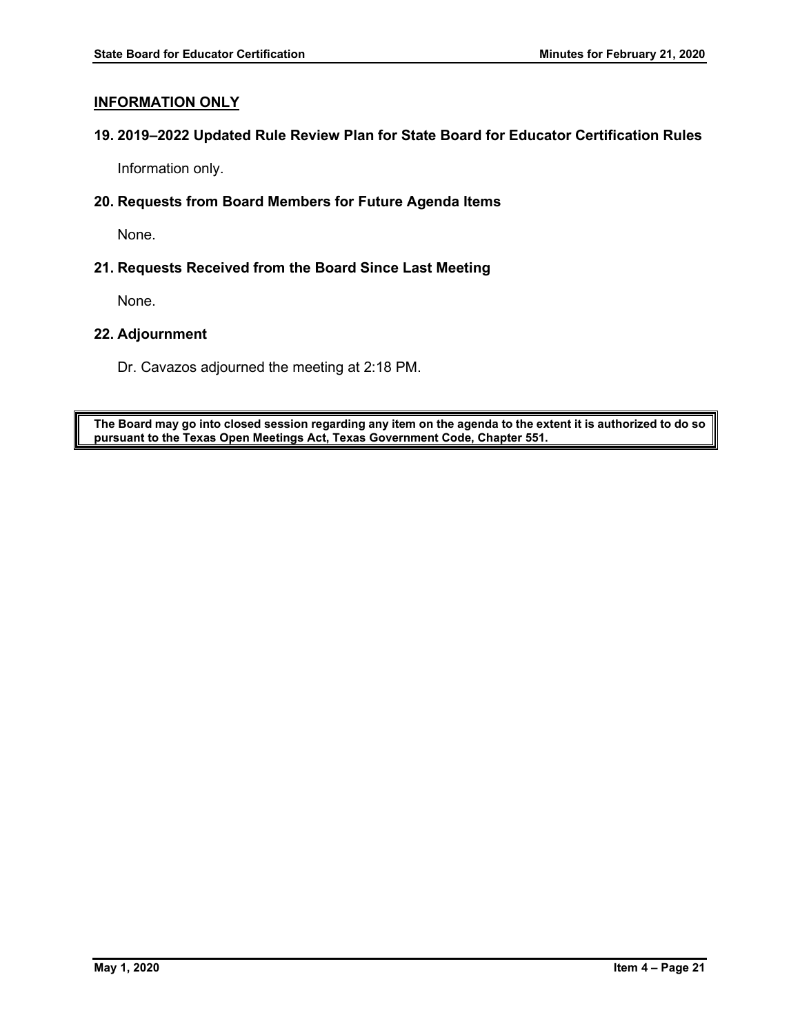## INFORMATION ONLY

### 19. 2019–2022 Updated Rule Review Plan for State Board for Educator Certification Rules

Information only.

### 20. Requests from Board Members for Future Agenda Items

None.

### 21. Requests Received from the Board Since Last Meeting

None.

### 22. Adjournment

Dr. Cavazos adjourned the meeting at 2:18 PM.

**The Board may go into closed session regarding any item on the agenda to the extent it is authorized to do so pursuant to the Texas Open Meetings Act, Texas Government Code, Chapter 551.**